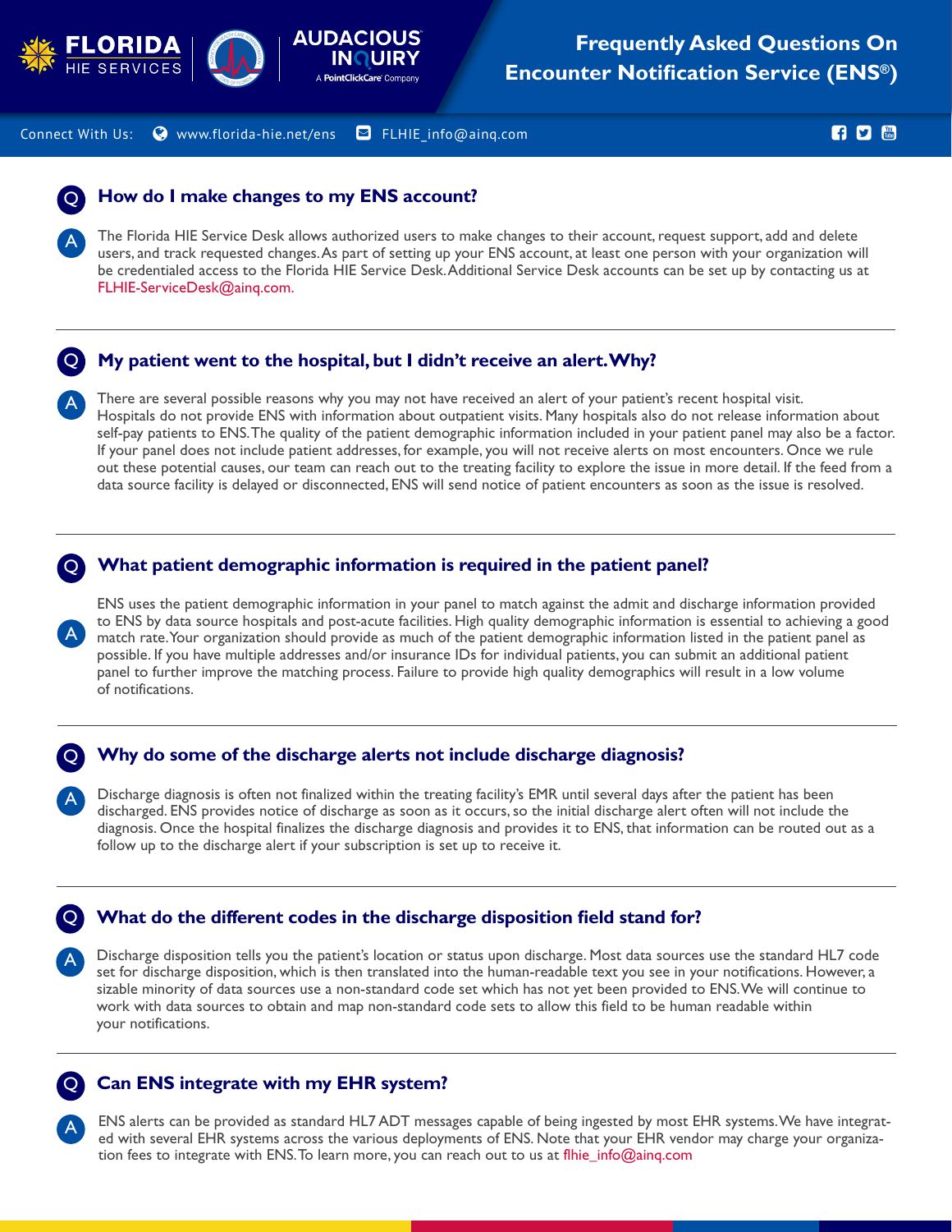# Frequently Asked Questions On Encounter Notification Service (ENS®)

Connect With Us: www.florida-hie.net/ens FLHIE_info@ainq.com

## How do I make changes to my ENS account?

The Florida HIE Service Desk allows authorized users to make changes to their account, request support, add and delete users, and track requested changes. As part of setting up your ENS account, at least one person with your organization will be credentialed access to the Florida HIE Service Desk. Additional Service Desk accounts can be set up by contacting us at FLHIE-ServiceDesk@ainq.com.

## My patient went to the hospital, but I didn't receive an alert. Why?

There are several possible reasons why you may not have received an alert of your patient's recent hospital visit. Hospitals do not provide ENS with information about outpatient visits. Many hospitals also do not release information about self-pay patients to ENS. The quality of the patient demographic information included in your patient panel may also be a factor. If your panel does not include patient addresses, for example, you will not receive alerts on most encounters. Once we rule out these potential causes, our team can reach out to the treating facility to explore the issue in more detail. If the feed from a data source facility is delayed or disconnected, ENS will send notice of patient encounters as soon as the issue is resolved.

## What patient demographic information is required in the patient panel?

ENS uses the patient demographic information in your panel to match against the admit and discharge information provided to ENS by data source hospitals and post-acute facilities. High quality demographic information is essential to achieving a good match rate. Your organization should provide as much of the patient demographic information listed in the patient panel as possible. If you have multiple addresses and/or insurance IDs for individual patients, you can submit an additional patient panel to further improve the matching process. Failure to provide high quality demographics will result in a low volume of notifications.

## Why do some of the discharge alerts not include discharge diagnosis?

Discharge diagnosis is often not finalized within the treating facility's EMR until several days after the patient has been discharged. ENS provides notice of discharge as soon as it occurs, so the initial discharge alert often will not include the diagnosis. Once the hospital finalizes the discharge diagnosis and provides it to ENS, that information can be routed out as a follow up to the discharge alert if your subscription is set up to receive it.

## What do the different codes in the discharge disposition field stand for?

Discharge disposition tells you the patient's location or status upon discharge. Most data sources use the standard HL7 code set for discharge disposition, which is then translated into the human-readable text you see in your notifications. However, a sizable minority of data sources use a non-standard code set which has not yet been provided to ENS. We will continue to work with data sources to obtain and map non-standard code sets to allow this field to be human readable within your notifications.

## Can ENS integrate with my EHR system?

ENS alerts can be provided as standard HL7 ADT messages capable of being ingested by most EHR systems. We have integrated with several EHR systems across the various deployments of ENS. Note that your EHR vendor may charge your organization fees to integrate with ENS. To learn more, you can reach out to us at flhie_info@ainq.com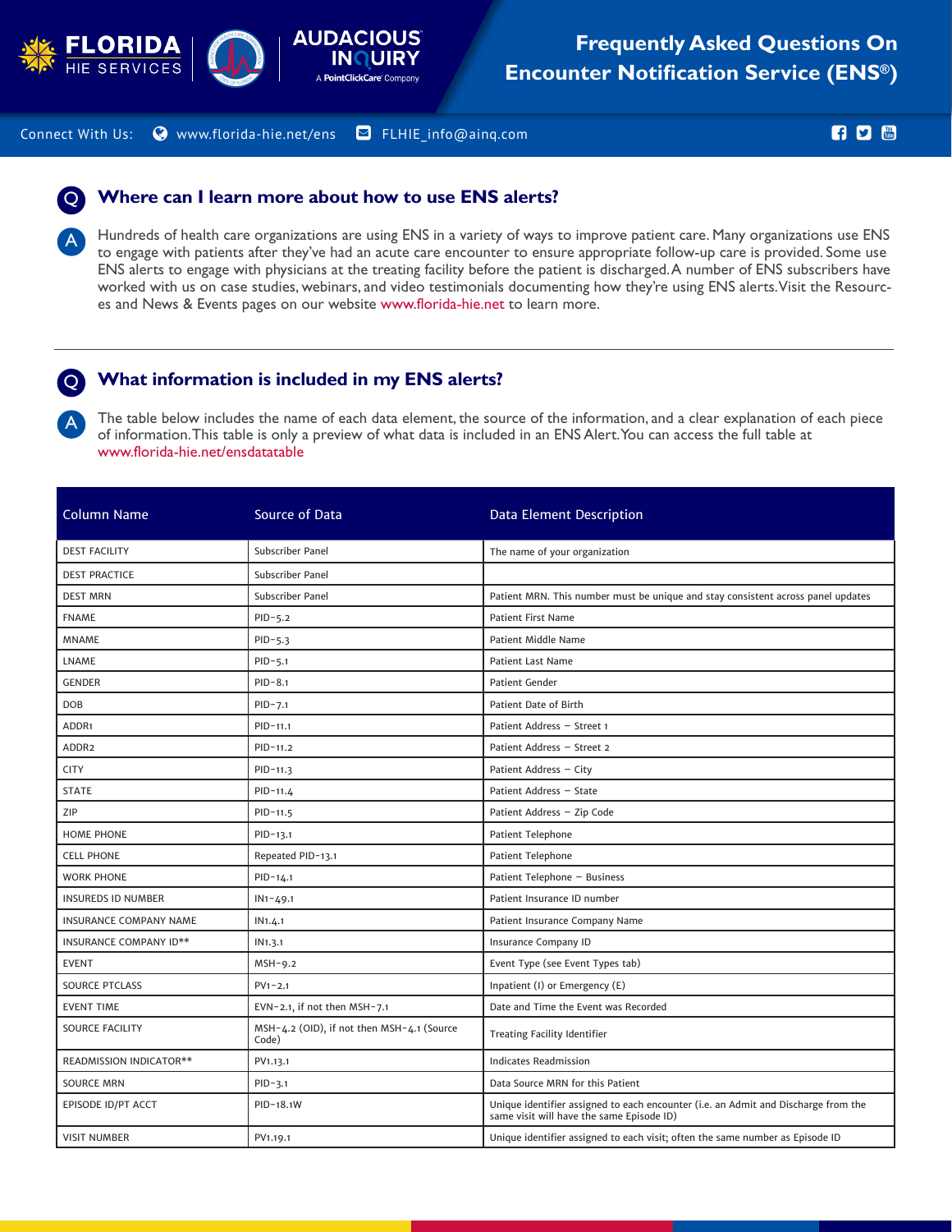**Florida HIE Services** | **Audacious Inquiry** — A PointClickCare Company

# Frequently Asked Questions On Encounter Notification Service (ENS®)

Connect With Us: www.florida-hie.net/ens FLHIE_info@ainq.com

## Q: Where can I learn more about how to use ENS alerts?

A: Hundreds of health care organizations are using ENS in a variety of ways to improve patient care. Many organizations use ENS to engage with patients after they've had an acute care encounter to ensure appropriate follow-up care is provided. Some use ENS alerts to engage with physicians at the treating facility before the patient is discharged. A number of ENS subscribers have worked with us on case studies, webinars, and video testimonials documenting how they're using ENS alerts. Visit the Resources and News & Events pages on our website www.florida-hie.net to learn more.

---

## Q: What information is included in my ENS alerts?

A: The table below includes the name of each data element, the source of the information, and a clear explanation of each piece of information. This table is only a preview of what data is included in an ENS Alert. You can access the full table at www.florida-hie.net/ensdatatable

| Column Name | Source of Data | Data Element Description |
|---|---|---|
| DEST FACILITY | Subscriber Panel | The name of your organization |
| DEST PRACTICE | Subscriber Panel | |
| DEST MRN | Subscriber Panel | Patient MRN. This number must be unique and stay consistent across panel updates |
| FNAME | PID-5.2 | Patient First Name |
| MNAME | PID-5.3 | Patient Middle Name |
| LNAME | PID-5.1 | Patient Last Name |
| GENDER | PID-8.1 | Patient Gender |
| DOB | PID-7.1 | Patient Date of Birth |
| ADDR1 | PID-11.1 | Patient Address – Street 1 |
| ADDR2 | PID-11.2 | Patient Address – Street 2 |
| CITY | PID-11.3 | Patient Address – City |
| STATE | PID-11.4 | Patient Address – State |
| ZIP | PID-11.5 | Patient Address – Zip Code |
| HOME PHONE | PID-13.1 | Patient Telephone |
| CELL PHONE | Repeated PID-13.1 | Patient Telephone |
| WORK PHONE | PID-14.1 | Patient Telephone – Business |
| INSUREDS ID NUMBER | IN1-49.1 | Patient Insurance ID number |
| INSURANCE COMPANY NAME | IN1.4.1 | Patient Insurance Company Name |
| INSURANCE COMPANY ID** | IN1.3.1 | Insurance Company ID |
| EVENT | MSH-9.2 | Event Type (see Event Types tab) |
| SOURCE PTCLASS | PV1-2.1 | Inpatient (I) or Emergency (E) |
| EVENT TIME | EVN-2.1, if not then MSH-7.1 | Date and Time the Event was Recorded |
| SOURCE FACILITY | MSH-4.2 (OID), if not then MSH-4.1 (Source Code) | Treating Facility Identifier |
| READMISSION INDICATOR** | PV1.13.1 | Indicates Readmission |
| SOURCE MRN | PID-3.1 | Data Source MRN for this Patient |
| EPISODE ID/PT ACCT | PID-18.1W | Unique identifier assigned to each encounter (i.e. an Admit and Discharge from the same visit will have the same Episode ID) |
| VISIT NUMBER | PV1.19.1 | Unique identifier assigned to each visit; often the same number as Episode ID |